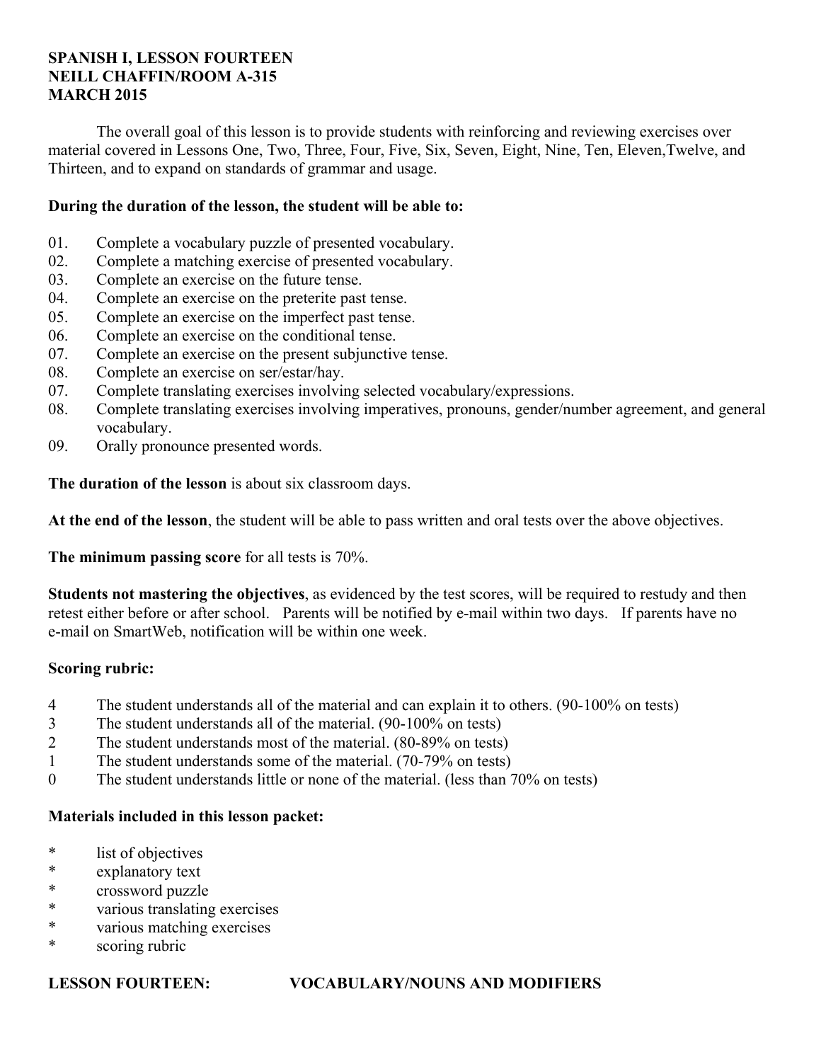**SPANISH I, LESSON FOURTEEN**
**NEILL CHAFFIN/ROOM A-315**
**MARCH 2015**

The overall goal of this lesson is to provide students with reinforcing and reviewing exercises over material covered in Lessons One, Two, Three, Four, Five, Six, Seven, Eight, Nine, Ten, Eleven,Twelve, and Thirteen, and to expand on standards of grammar and usage.

**During the duration of the lesson, the student will be able to:**

01. Complete a vocabulary puzzle of presented vocabulary.
02. Complete a matching exercise of presented vocabulary.
03. Complete an exercise on the future tense.
04. Complete an exercise on the preterite past tense.
05. Complete an exercise on the imperfect past tense.
06. Complete an exercise on the conditional tense.
07. Complete an exercise on the present subjunctive tense.
08. Complete an exercise on ser/estar/hay.
07. Complete translating exercises involving selected vocabulary/expressions.
08. Complete translating exercises involving imperatives, pronouns, gender/number agreement, and general vocabulary.
09. Orally pronounce presented words.

**The duration of the lesson** is about six classroom days.

**At the end of the lesson**, the student will be able to pass written and oral tests over the above objectives.

**The minimum passing score** for all tests is 70%.

**Students not mastering the objectives**, as evidenced by the test scores, will be required to restudy and then retest either before or after school. Parents will be notified by e-mail within two days. If parents have no e-mail on SmartWeb, notification will be within one week.

**Scoring rubric:**

4 The student understands all of the material and can explain it to others. (90-100% on tests)
3 The student understands all of the material. (90-100% on tests)
2 The student understands most of the material. (80-89% on tests)
1 The student understands some of the material. (70-79% on tests)
0 The student understands little or none of the material. (less than 70% on tests)

**Materials included in this lesson packet:**

* list of objectives
* explanatory text
* crossword puzzle
* various translating exercises
* various matching exercises
* scoring rubric

**LESSON FOURTEEN: VOCABULARY/NOUNS AND MODIFIERS**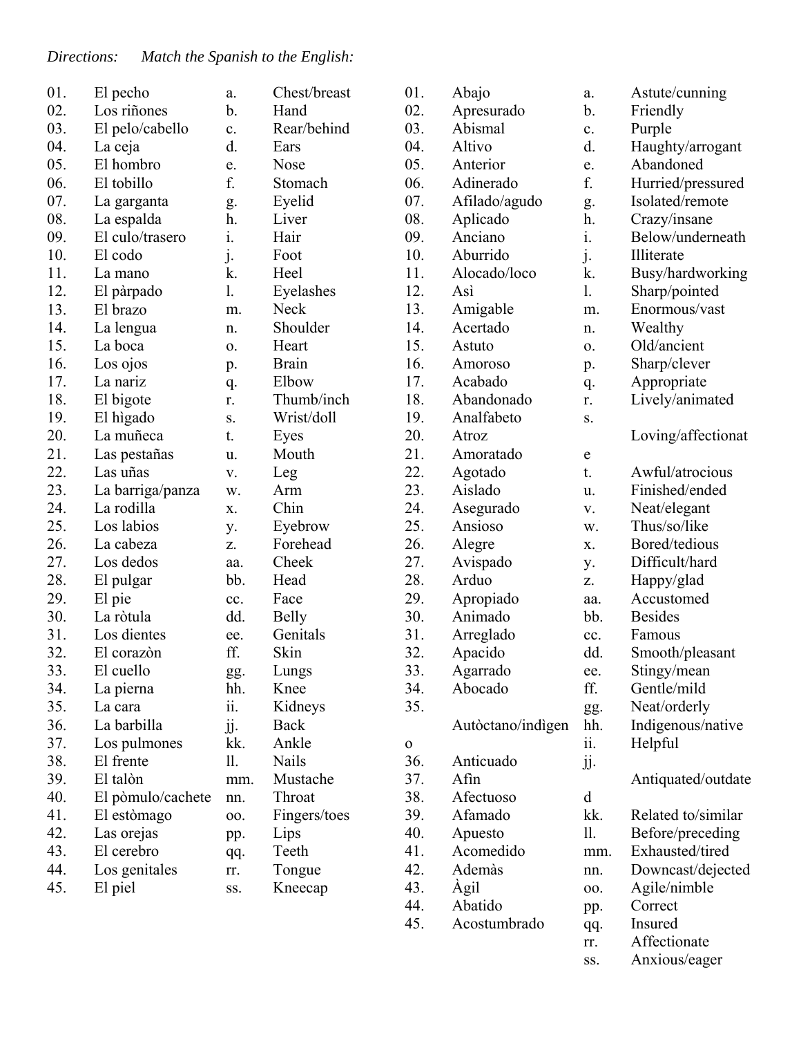*Directions: Match the Spanish to the English:*

| | | | |
|---|---|---|---|
| 01. | El pecho | a. | Chest/breast |
| 02. | Los riñones | b. | Hand |
| 03. | El pelo/cabello | c. | Rear/behind |
| 04. | La ceja | d. | Ears |
| 05. | El hombro | e. | Nose |
| 06. | El tobillo | f. | Stomach |
| 07. | La garganta | g. | Eyelid |
| 08. | La espalda | h. | Liver |
| 09. | El culo/trasero | i. | Hair |
| 10. | El codo | j. | Foot |
| 11. | La mano | k. | Heel |
| 12. | El pàrpado | l. | Eyelashes |
| 13. | El brazo | m. | Neck |
| 14. | La lengua | n. | Shoulder |
| 15. | La boca | o. | Heart |
| 16. | Los ojos | p. | Brain |
| 17. | La nariz | q. | Elbow |
| 18. | El bigote | r. | Thumb/inch |
| 19. | El hìgado | s. | Wrist/doll |
| 20. | La muñeca | t. | Eyes |
| 21. | Las pestañas | u. | Mouth |
| 22. | Las uñas | v. | Leg |
| 23. | La barriga/panza | w. | Arm |
| 24. | La rodilla | x. | Chin |
| 25. | Los labios | y. | Eyebrow |
| 26. | La cabeza | z. | Forehead |
| 27. | Los dedos | aa. | Cheek |
| 28. | El pulgar | bb. | Head |
| 29. | El pie | cc. | Face |
| 30. | La ròtula | dd. | Belly |
| 31. | Los dientes | ee. | Genitals |
| 32. | El corazòn | ff. | Skin |
| 33. | El cuello | gg. | Lungs |
| 34. | La pierna | hh. | Knee |
| 35. | La cara | ii. | Kidneys |
| 36. | La barbilla | jj. | Back |
| 37. | Los pulmones | kk. | Ankle |
| 38. | El frente | ll. | Nails |
| 39. | El talòn | mm. | Mustache |
| 40. | El pòmulo/cachete | nn. | Throat |
| 41. | El estòmago | oo. | Fingers/toes |
| 42. | Las orejas | pp. | Lips |
| 43. | El cerebro | qq. | Teeth |
| 44. | Los genitales | rr. | Tongue |
| 45. | El piel | ss. | Kneecap |

| | | | |
|---|---|---|---|
| 01. | Abajo | a. | Astute/cunning |
| 02. | Apresurado | b. | Friendly |
| 03. | Abismal | c. | Purple |
| 04. | Altivo | d. | Haughty/arrogant |
| 05. | Anterior | e. | Abandoned |
| 06. | Adinerado | f. | Hurried/pressured |
| 07. | Afilado/agudo | g. | Isolated/remote |
| 08. | Aplicado | h. | Crazy/insane |
| 09. | Anciano | i. | Below/underneath |
| 10. | Aburrido | j. | Illiterate |
| 11. | Alocado/loco | k. | Busy/hardworking |
| 12. | Asì | l. | Sharp/pointed |
| 13. | Amigable | m. | Enormous/vast |
| 14. | Acertado | n. | Wealthy |
| 15. | Astuto | o. | Old/ancient |
| 16. | Amoroso | p. | Sharp/clever |
| 17. | Acabado | q. | Appropriate |
| 18. | Abandonado | r. | Lively/animated |
| 19. | Analfabeto | s. | Loving/affectionate |
| 20. | Atroz | t. | Awful/atrocious |
| 21. | Amoratado | u. | Finished/ended |
| 22. | Agotado | v. | Neat/elegant |
| 23. | Aislado | w. | Thus/so/like |
| 24. | Asegurado | x. | Bored/tedious |
| 25. | Ansioso | y. | Difficult/hard |
| 26. | Alegre | z. | Happy/glad |
| 27. | Avispado | aa. | Accustomed |
| 28. | Arduo | bb. | Besides |
| 29. | Apropiado | cc. | Famous |
| 30. | Animado | dd. | Smooth/pleasant |
| 31. | Arreglado | ee. | Stingy/mean |
| 32. | Apacido | ff. | Gentle/mild |
| 33. | Agarrado | gg. | Neat/orderly |
| 34. | Abocado | hh. | Indigenous/native |
| 35. | Autòctano/indìgeno | ii. | Helpful |
| 36. | Anticuado | jj. | Antiquated/outdated |
| 37. | Afìn | kk. | Related to/similar |
| 38. | Afectuoso | ll. | Before/preceding |
| 39. | Afamado | mm. | Exhausted/tired |
| 40. | Apuesto | nn. | Downcast/dejected |
| 41. | Acomedido | oo. | Agile/nimble |
| 42. | Ademàs | pp. | Correct |
| 43. | Àgil | qq. | Insured |
| 44. | Abatido | rr. | Affectionate |
| 45. | Acostumbrado | ss. | Anxious/eager |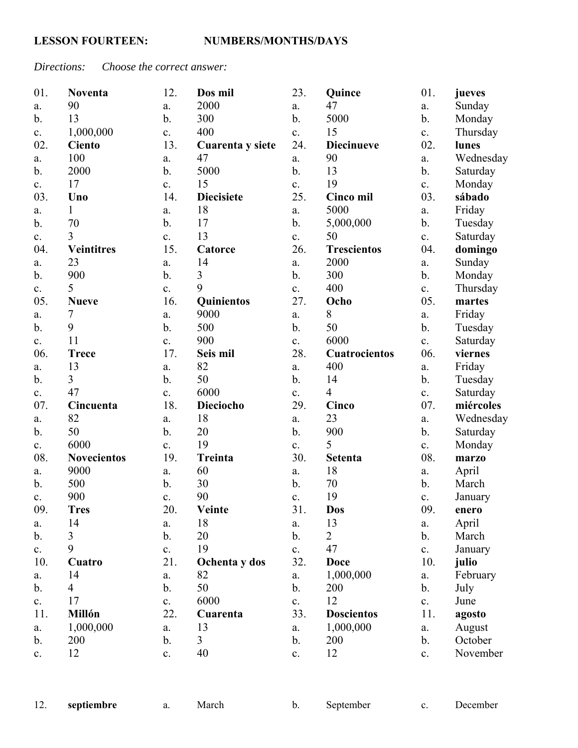**LESSON FOURTEEN: NUMBERS/MONTHS/DAYS**

*Directions: Choose the correct answer:*

01. **Noventa**
a. 90
b. 13
c. 1,000,000

02. **Ciento**
a. 100
b. 2000
c. 17

03. **Uno**
a. 1
b. 70
c. 3

04. **Veintitres**
a. 23
b. 900
c. 5

05. **Nueve**
a. 7
b. 9
c. 11

06. **Trece**
a. 13
b. 3
c. 47

07. **Cincuenta**
a. 82
b. 50
c. 6000

08. **Novecientos**
a. 9000
b. 500
c. 900

09. **Tres**
a. 14
b. 3
c. 9

10. **Cuatro**
a. 14
b. 4
c. 17

11. **Millón**
a. 1,000,000
b. 200
c. 12

12. **Dos mil**
a. 2000
b. 300
c. 400

13. **Cuarenta y siete**
a. 47
b. 5000
c. 15

14. **Diecisiete**
a. 18
b. 17
c. 13

15. **Catorce**
a. 14
b. 3
c. 9

16. **Quinientos**
a. 9000
b. 500
c. 900

17. **Seis mil**
a. 82
b. 50
c. 6000

18. **Dieciocho**
a. 18
b. 20
c. 19

19. **Treinta**
a. 60
b. 30
c. 90

20. **Veinte**
a. 18
b. 20
c. 19

21. **Ochenta y dos**
a. 82
b. 50
c. 6000

22. **Cuarenta**
a. 13
b. 3
c. 40

23. **Quince**
a. 47
b. 5000
c. 15

24. **Diecinueve**
a. 90
b. 13
c. 19

25. **Cinco mil**
a. 5000
b. 5,000,000
c. 50

26. **Trescientos**
a. 2000
b. 300
c. 400

27. **Ocho**
a. 8
b. 50
c. 6000

28. **Cuatrocientos**
a. 400
b. 14
c. 4

29. **Cinco**
a. 23
b. 900
c. 5

30. **Setenta**
a. 18
b. 70
c. 19

31. **Dos**
a. 13
b. 2
c. 47

32. **Doce**
a. 1,000,000
b. 200
c. 12

33. **Doscientos**
a. 1,000,000
b. 200
c. 12

01. **jueves**
a. Sunday
b. Monday
c. Thursday

02. **lunes**
a. Wednesday
b. Saturday
c. Monday

03. **sábado**
a. Friday
b. Tuesday
c. Saturday

04. **domingo**
a. Sunday
b. Monday
c. Thursday

05. **martes**
a. Friday
b. Tuesday
c. Saturday

06. **viernes**
a. Friday
b. Tuesday
c. Saturday

07. **miércoles**
a. Wednesday
b. Saturday
c. Monday

08. **marzo**
a. April
b. March
c. January

09. **enero**
a. April
b. March
c. January

10. **julio**
a. February
b. July
c. June

11. **agosto**
a. August
b. October
c. November

12. **septiembre** a. March b. September c. December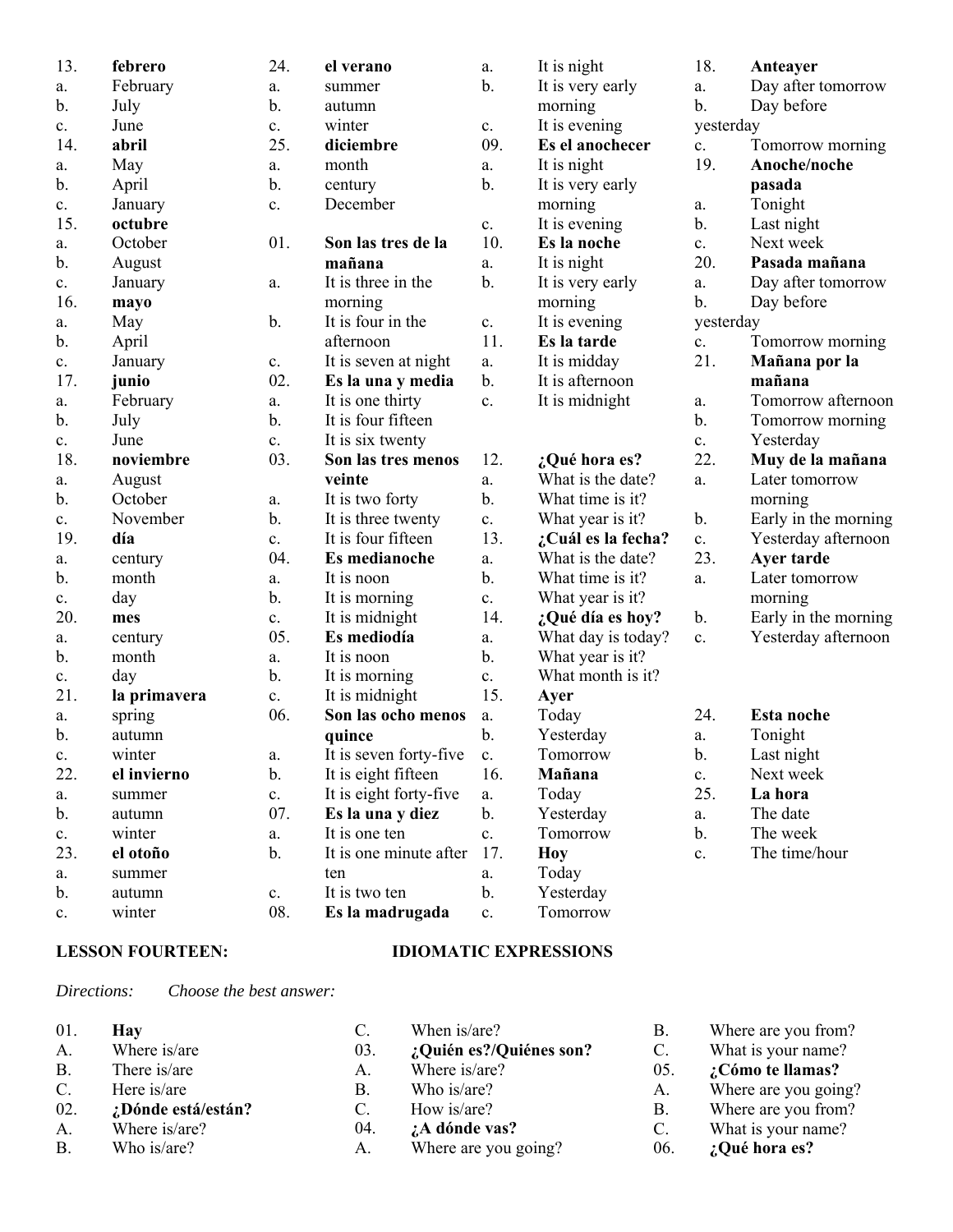13. **febrero**
a. February
b. July
c. June

14. **abril**
a. May
b. April
c. January

15. **octubre**
a. October
b. August
c. January

16. **mayo**
a. May
b. April
c. January

17. **junio**
a. February
b. July
c. June

18. **noviembre**
a. August
b. October
c. November

19. **día**
a. century
b. month
c. day

20. **mes**
a. century
b. month
c. day

21. **la primavera**
a. spring
b. autumn
c. winter

22. **el invierno**
a. summer
b. autumn
c. winter

23. **el otoño**
a. summer
b. autumn
c. winter

24. **el verano**
a. summer
b. autumn
c. winter

25. **diciembre**
a. month
b. century
c. December

01. **Son las tres de la mañana**
a. It is three in the morning
b. It is four in the afternoon
c. It is seven at night

02. **Es la una y media**
a. It is one thirty
b. It is four fifteen
c. It is six twenty

03. **Son las tres menos veinte**
a. It is two forty
b. It is three twenty
c. It is four fifteen

04. **Es medianoche**
a. It is noon
b. It is morning
c. It is midnight

05. **Es mediodía**
a. It is noon
b. It is morning
c. It is midnight

06. **Son las ocho menos quince**
a. It is seven forty-five
b. It is eight fifteen
c. It is eight forty-five

07. **Es la una y diez**
a. It is one ten
b. It is one minute after ten
c. It is two ten

08. **Es la madrugada**
a. It is night
b. It is very early morning
c. It is evening

09. **Es el anochecer**
a. It is night
b. It is very early morning
c. It is evening

10. **Es la noche**
a. It is night
b. It is very early morning
c. It is evening

11. **Es la tarde**
a. It is midday
b. It is afternoon
c. It is midnight

12. **¿Qué hora es?**
a. What is the date?
b. What time is it?
c. What year is it?

13. **¿Cuál es la fecha?**
a. What is the date?
b. What time is it?
c. What year is it?

14. **¿Qué día es hoy?**
a. What day is today?
b. What year is it?
c. What month is it?

15. **Ayer**
a. Today
b. Yesterday
c. Tomorrow

16. **Mañana**
a. Today
b. Yesterday
c. Tomorrow

17. **Hoy**
a. Today
b. Yesterday
c. Tomorrow

18. **Anteayer**
a. Day after tomorrow
b. Day before yesterday
c. Tomorrow morning

19. **Anoche/noche pasada**
a. Tonight
b. Last night
c. Next week

20. **Pasada mañana**
a. Day after tomorrow
b. Day before yesterday
c. Tomorrow morning

21. **Mañana por la mañana**
a. Tomorrow afternoon
b. Tomorrow morning
c. Yesterday

22. **Muy de la mañana**
a. Later tomorrow morning
b. Early in the morning
c. Yesterday afternoon

23. **Ayer tarde**
a. Later tomorrow morning
b. Early in the morning
c. Yesterday afternoon

24. **Esta noche**
a. Tonight
b. Last night
c. Next week

25. **La hora**
a. The date
b. The week
c. The time/hour

## LESSON FOURTEEN: IDIOMATIC EXPRESSIONS

*Directions: Choose the best answer:*

01. **Hay**
A. Where is/are
B. There is/are
C. Here is/are

02. **¿Dónde está/están?**
A. Where is/are?
B. Who is/are?
C. When is/are?

03. **¿Quién es?/Quiénes son?**
A. Where is/are?
B. Who is/are?
C. How is/are?

04. **¿A dónde vas?**
A. Where are you going?
B. Where are you from?
C. What is your name?

05. **¿Cómo te llamas?**
A. Where are you going?
B. Where are you from?
C. What is your name?

06. **¿Qué hora es?**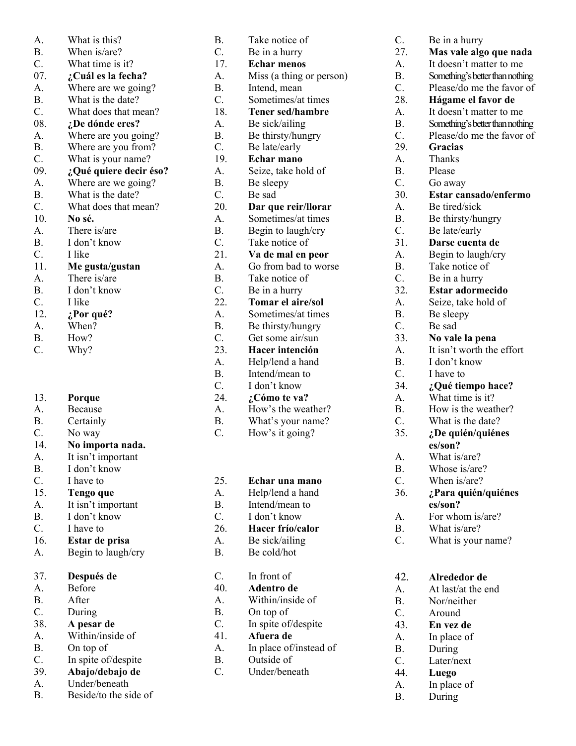A. What is this?
B. When is/are?
C. What time is it?

07. **¿Cuál es la fecha?**
A. Where are we going?
B. What is the date?
C. What does that mean?

08. **¿De dónde eres?**
A. Where are you going?
B. Where are you from?
C. What is your name?

09. **¿Qué quiere decir éso?**
A. Where are we going?
B. What is the date?
C. What does that mean?

10. **No sé.**
A. There is/are
B. I don't know
C. I like

11. **Me gusta/gustan**
A. There is/are
B. I don't know
C. I like

12. **¿Por qué?**
A. When?
B. How?
C. Why?

13. **Porque**
A. Because
B. Certainly
C. No way

14. **No importa nada.**
A. It isn't important
B. I don't know
C. I have to

15. **Tengo que**
A. It isn't important
B. I don't know
C. I have to

16. **Estar de prisa**
A. Begin to laugh/cry
B. Take notice of
C. Be in a hurry

17. **Echar menos**
A. Miss (a thing or person)
B. Intend, mean
C. Sometimes/at times

18. **Tener sed/hambre**
A. Be sick/ailing
B. Be thirsty/hungry
C. Be late/early

19. **Echar mano**
A. Seize, take hold of
B. Be sleepy
C. Be sad

20. **Dar que reir/llorar**
A. Sometimes/at times
B. Begin to laugh/cry
C. Take notice of

21. **Va de mal en peor**
A. Go from bad to worse
B. Take notice of
C. Be in a hurry

22. **Tomar el aire/sol**
A. Sometimes/at times
B. Be thirsty/hungry
C. Get some air/sun

23. **Hacer intención**
A. Help/lend a hand
B. Intend/mean to
C. I don't know

24. **¿Cómo te va?**
A. How's the weather?
B. What's your name?
C. How's it going?

25. **Echar una mano**
A. Help/lend a hand
B. Intend/mean to
C. I don't know

26. **Hacer frío/calor**
A. Be sick/ailing
B. Be cold/hot
C. Be in a hurry

27. **Mas vale algo que nada**
A. It doesn't matter to me
B. Something's better than nothing
C. Please/do me the favor of

28. **Hágame el favor de**
A. It doesn't matter to me
B. Something's better than nothing
C. Please/do me the favor of

29. **Gracias**
A. Thanks
B. Please
C. Go away

30. **Estar cansado/enfermo**
A. Be tired/sick
B. Be thirsty/hungry
C. Be late/early

31. **Darse cuenta de**
A. Begin to laugh/cry
B. Take notice of
C. Be in a hurry

32. **Estar adormecido**
A. Seize, take hold of
B. Be sleepy
C. Be sad

33. **No vale la pena**
A. It isn't worth the effort
B. I don't know
C. I have to

34. **¿Qué tiempo hace?**
A. What time is it?
B. How is the weather?
C. What is the date?

35. **¿De quién/quiénes es/son?**
A. What is/are?
B. Whose is/are?
C. When is/are?

36. **¿Para quién/quiénes es/son?**
A. For whom is/are?
B. What is/are?
C. What is your name?

37. **Después de**
A. Before
B. After
C. During

38. **A pesar de**
A. Within/inside of
B. On top of
C. In spite of/despite

39. **Abajo/debajo de**
A. Under/beneath
B. Beside/to the side of
C. In front of

40. **Adentro de**
A. Within/inside of
B. On top of
C. In spite of/despite

41. **Afuera de**
A. In place of/instead of
B. Outside of
C. Under/beneath

42. **Alrededor de**
A. At last/at the end
B. Nor/neither
C. Around

43. **En vez de**
A. In place of
B. During
C. Later/next

44. **Luego**
A. In place of
B. During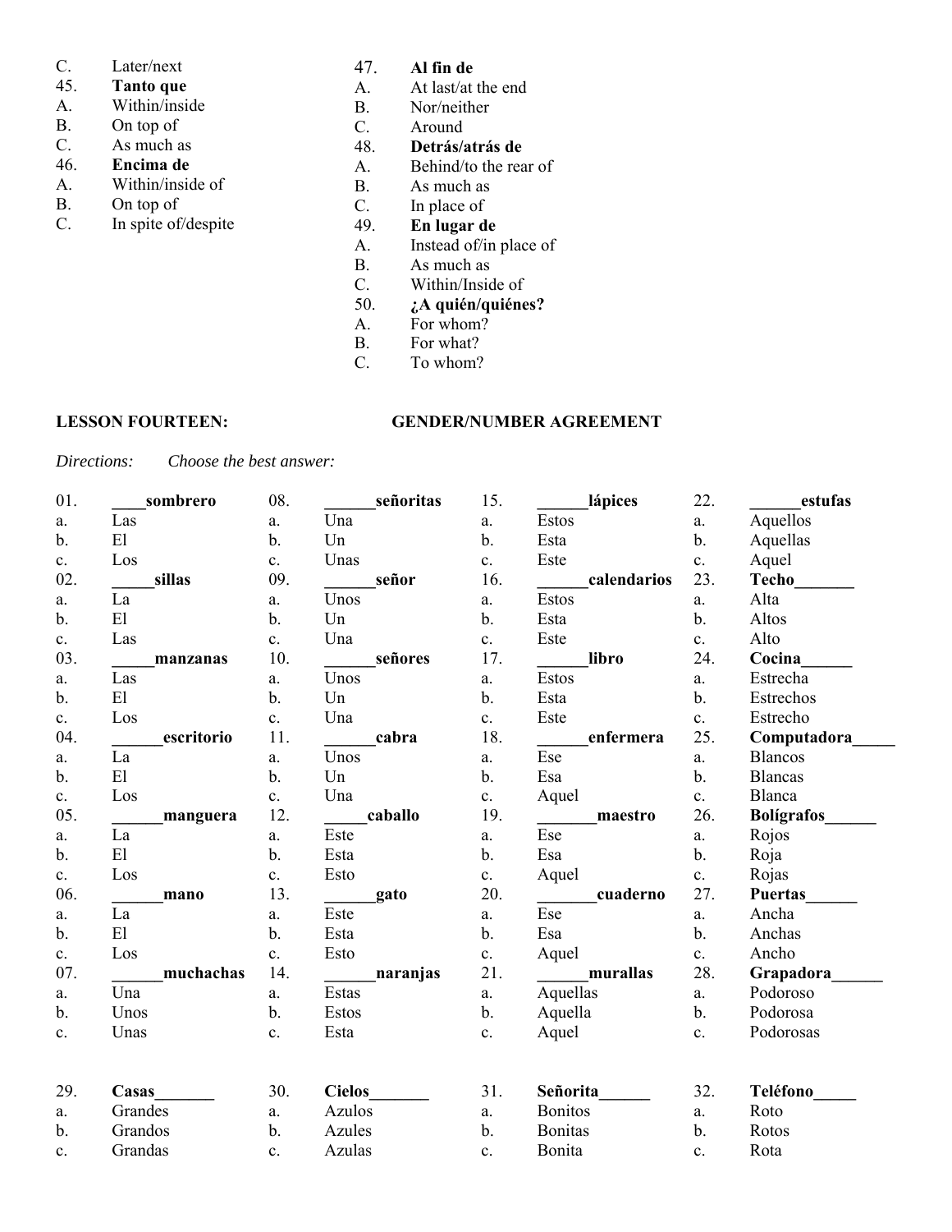C. Later/next

45. **Tanto que**
A. Within/inside
B. On top of
C. As much as

46. **Encima de**
A. Within/inside of
B. On top of
C. In spite of/despite

47. **Al fin de**
A. At last/at the end
B. Nor/neither
C. Around

48. **Detrás/atrás de**
A. Behind/to the rear of
B. As much as
C. In place of

49. **En lugar de**
A. Instead of/in place of
B. As much as
C. Within/Inside of

50. **¿A quién/quiénes?**
A. For whom?
B. For what?
C. To whom?

**LESSON FOURTEEN: GENDER/NUMBER AGREEMENT**

*Directions: Choose the best answer:*

01. **____sombrero**
a. Las
b. El
c. Los

02. **_____sillas**
a. La
b. El
c. Las

03. **_____manzanas**
a. Las
b. El
c. Los

04. **______escritorio**
a. La
b. El
c. Los

05. **______manguera**
a. La
b. El
c. Los

06. **______mano**
a. La
b. El
c. Los

07. **______muchachas**
a. Una
b. Unos
c. Unas

08. **______señoritas**
a. Una
b. Un
c. Unas

09. **______señor**
a. Unos
b. Un
c. Una

10. **______señores**
a. Unos
b. Un
c. Una

11. **______cabra**
a. Unos
b. Un
c. Una

12. **_____caballo**
a. Este
b. Esta
c. Esto

13. **______gato**
a. Este
b. Esta
c. Esto

14. **______naranjas**
a. Estas
b. Estos
c. Esta

15. **______lápices**
a. Estos
b. Esta
c. Este

16. **______calendarios**
a. Estos
b. Esta
c. Este

17. **______libro**
a. Estos
b. Esta
c. Este

18. **______enfermera**
a. Ese
b. Esa
c. Aquel

19. **_______maestro**
a. Ese
b. Esa
c. Aquel

20. **_______cuaderno**
a. Ese
b. Esa
c. Aquel

21. **______murallas**
a. Aquellas
b. Aquella
c. Aquel

22. **______estufas**
a. Aquellos
b. Aquellas
c. Aquel

23. **Techo_______**
a. Alta
b. Altos
c. Alto

24. **Cocina______**
a. Estrecha
b. Estrechos
c. Estrecho

25. **Computadora_____**
a. Blancos
b. Blancas
c. Blanca

26. **Bolígrafos______**
a. Rojos
b. Roja
c. Rojas

27. **Puertas______**
a. Ancha
b. Anchas
c. Ancho

28. **Grapadora______**
a. Podoroso
b. Podorosa
c. Podorosas

29. **Casas_______**
a. Grandes
b. Grandos
c. Grandas

30. **Cielos_______**
a. Azulos
b. Azules
c. Azulas

31. **Señorita______**
a. Bonitos
b. Bonitas
c. Bonita

32. **Teléfono_____**
a. Roto
b. Rotos
c. Rota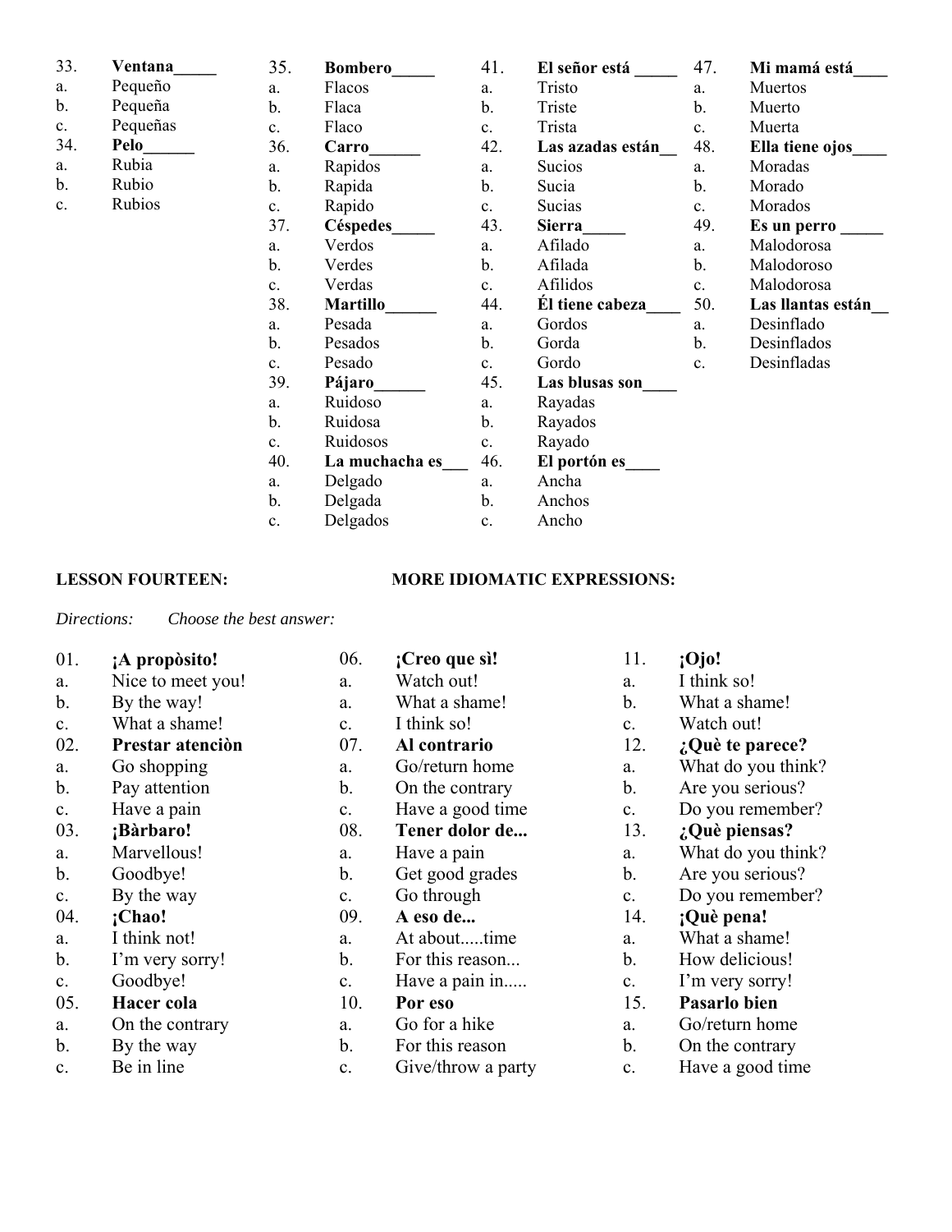33. **Ventana_____**
a. Pequeño
b. Pequeña
c. Pequeñas

34. **Pelo______**
a. Rubia
b. Rubio
c. Rubios

35. **Bombero_____**
a. Flacos
b. Flaca
c. Flaco

36. **Carro______**
a. Rapidos
b. Rapida
c. Rapido

37. **Céspedes_____**
a. Verdos
b. Verdes
c. Verdas

38. **Martillo______**
a. Pesada
b. Pesados
c. Pesado

39. **Pájaro______**
a. Ruidoso
b. Ruidosa
c. Ruidosos

40. **La muchacha es___**
a. Delgado
b. Delgada
c. Delgados

41. **El señor está _____**
a. Tristo
b. Triste
c. Trista

42. **Las azadas están__**
a. Sucios
b. Sucia
c. Sucias

43. **Sierra_____**
a. Afilado
b. Afilada
c. Afilidos

44. **Él tiene cabeza____**
a. Gordos
b. Gorda
c. Gordo

45. **Las blusas son____**
a. Rayadas
b. Rayados
c. Rayado

46. **El portón es____**
a. Ancha
b. Anchos
c. Ancho

47. **Mi mamá está____**
a. Muertos
b. Muerto
c. Muerta

48. **Ella tiene ojos____**
a. Moradas
b. Morado
c. Morados

49. **Es un perro _____**
a. Malodorosa
b. Malodoroso
c. Malodorosa

50. **Las llantas están__**
a. Desinflado
b. Desinflados
c. Desinfladas

**LESSON FOURTEEN:** **MORE IDIOMATIC EXPRESSIONS:**

*Directions: Choose the best answer:*

01. **¡A propòsito!**
a. Nice to meet you!
b. By the way!
c. What a shame!

02. **Prestar atenciòn**
a. Go shopping
b. Pay attention
c. Have a pain

03. **¡Bàrbaro!**
a. Marvellous!
b. Goodbye!
c. By the way

04. **¡Chao!**
a. I think not!
b. I'm very sorry!
c. Goodbye!

05. **Hacer cola**
a. On the contrary
b. By the way
c. Be in line

06. **¡Creo que sì!**
a. Watch out!
a. What a shame!
c. I think so!

07. **Al contrario**
a. Go/return home
b. On the contrary
c. Have a good time

08. **Tener dolor de...**
a. Have a pain
b. Get good grades
c. Go through

09. **A eso de...**
a. At about.....time
b. For this reason...
c. Have a pain in.....

10. **Por eso**
a. Go for a hike
b. For this reason
c. Give/throw a party

11. **¡Ojo!**
a. I think so!
b. What a shame!
c. Watch out!

12. **¿Què te parece?**
a. What do you think?
b. Are you serious?
c. Do you remember?

13. **¿Què piensas?**
a. What do you think?
b. Are you serious?
c. Do you remember?

14. **¡Què pena!**
a. What a shame!
b. How delicious!
c. I'm very sorry!

15. **Pasarlo bien**
a. Go/return home
b. On the contrary
c. Have a good time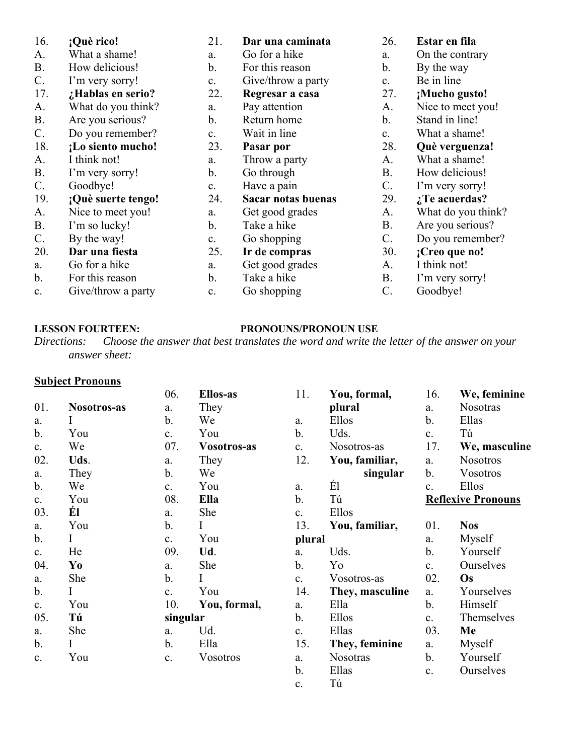16. **¡Què rico!**
A. What a shame!
B. How delicious!
C. I'm very sorry!

17. **¿Hablas en serio?**
A. What do you think?
B. Are you serious?
C. Do you remember?

18. **¡Lo siento mucho!**
A. I think not!
B. I'm very sorry!
C. Goodbye!

19. **¡Què suerte tengo!**
A. Nice to meet you!
B. I'm so lucky!
C. By the way!

20. **Dar una fiesta**
a. Go for a hike
b. For this reason
c. Give/throw a party

21. **Dar una caminata**
a. Go for a hike
b. For this reason
c. Give/throw a party

22. **Regresar a casa**
a. Pay attention
b. Return home
c. Wait in line

23. **Pasar por**
a. Throw a party
b. Go through
c. Have a pain

24. **Sacar notas buenas**
a. Get good grades
b. Take a hike
c. Go shopping

25. **Ir de compras**
a. Get good grades
b. Take a hike
c. Go shopping

26. **Estar en fila**
a. On the contrary
b. By the way
c. Be in line

27. **¡Mucho gusto!**
A. Nice to meet you!
b. Stand in line!
c. What a shame!

28. **Què verguenza!**
A. What a shame!
B. How delicious!
C. I'm very sorry!

29. **¿Te acuerdas?**
A. What do you think?
B. Are you serious?
C. Do you remember?

30. **¡Creo que no!**
A. I think not!
B. I'm very sorry!
C. Goodbye!

**LESSON FOURTEEN: PRONOUNS/PRONOUN USE**

*Directions: Choose the answer that best translates the word and write the letter of the answer on your answer sheet:*

**Subject Pronouns**

01. **Nosotros-as**
a. I
b. You
c. We

02. **Uds**.
a. They
b. We
c. You

03. **Él**
a. You
b. I
c. He

04. **Yo**
a. She
b. I
c. You

05. **Tú**
a. She
b. I
c. You

06. **Ellos-as**
a. They
b. We
c. You

07. **Vosotros-as**
a. They
b. We
c. You

08. **Ella**
a. She
b. I
c. You

09. **Ud**.
a. She
b. I
c. You

10. **You, formal, singular**
a. Ud.
b. Ella
c. Vosotros

11. **You, formal, plural**
a. Ellos
b. Uds.
c. Nosotros-as

12. **You, familiar, singular**
a. Él
b. Tú
c. Ellos

13. **You, familiar, plural**
a. Uds.
b. Yo
c. Vosotros-as

14. **They, masculine**
a. Ella
b. Ellos
c. Ellas

15. **They, feminine**
a. Nosotras
b. Ellas
c. Tú

16. **We, feminine**
a. Nosotras
b. Ellas
c. Tú

17. **We, masculine**
a. Nosotros
b. Vosotros
c. Ellos

**Reflexive Pronouns**

01. **Nos**
a. Myself
b. Yourself
c. Ourselves

02. **Os**
a. Yourselves
b. Himself
c. Themselves

03. **Me**
a. Myself
b. Yourself
c. Ourselves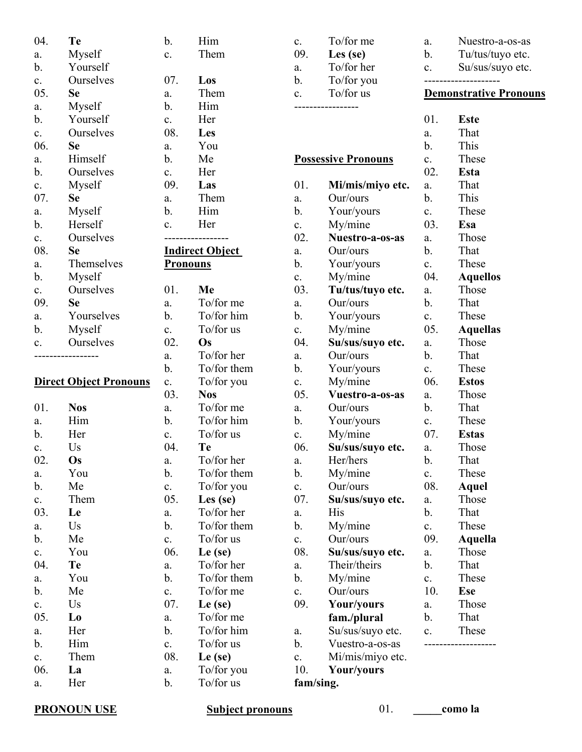04. **Te**
a. Myself
b. Yourself
c. Ourselves

05. **Se**
a. Myself
b. Yourself
c. Ourselves

06. **Se**
a. Himself
b. Ourselves
c. Myself

07. **Se**
a. Myself
b. Herself
c. Ourselves

08. **Se**
a. Themselves
b. Myself
c. Ourselves

09. **Se**
a. Yourselves
b. Myself
c. Ourselves

-----------------

**Direct Object Pronouns**

01. **Nos**
a. Him
b. Her
c. Us

02. **Os**
a. You
b. Me
c. Them

03. **Le**
a. Us
b. Me
c. You

04. **Te**
a. You
b. Me
c. Us

05. **Lo**
a. Her
b. Him
c. Them

06. **La**
a. Her
b. Him
c. Them

07. **Los**
a. Them
b. Him
c. Her

08. **Les**
a. You
b. Me
c. Her

09. **Las**
a. Them
b. Him
c. Her

-----------------

**Indirect Object Pronouns**

01. **Me**
a. To/for me
b. To/for him
c. To/for us

02. **Os**
a. To/for her
b. To/for them
c. To/for you

03. **Nos**
a. To/for me
b. To/for him
c. To/for us

04. **Te**
a. To/for her
b. To/for them
c. To/for you

05. **Les (se)**
a. To/for her
b. To/for them
c. To/for us

06. **Le (se)**
a. To/for her
b. To/for them
c. To/for me

07. **Le (se)**
a. To/for me
b. To/for him
c. To/for us

08. **Le (se)**
a. To/for you
b. To/for us
c. To/for me

09. **Les (se)**
a. To/for her
b. To/for you
c. To/for us

-----------------

**Possessive Pronouns**

01. **Mi/mis/miyo etc.**
a. Our/ours
b. Your/yours
c. My/mine

02. **Nuestro-a-os-as**
a. Our/ours
b. Your/yours
c. My/mine

03. **Tu/tus/tuyo etc.**
a. Our/ours
b. Your/yours
c. My/mine

04. **Su/sus/suyo etc.**
a. Our/ours
b. Your/yours
c. My/mine

05. **Vuestro-a-os-as**
a. Our/ours
b. Your/yours
c. My/mine

06. **Su/sus/suyo etc.**
a. Her/hers
b. My/mine
c. Our/ours

07. **Su/sus/suyo etc.**
a. His
b. My/mine
c. Our/ours

08. **Su/sus/suyo etc.**
a. Their/theirs
b. My/mine
c. Our/ours

09. **Your/yours fam./plural**
a. Su/sus/suyo etc.
b. Vuestro-a-os-as
c. Mi/mis/miyo etc.

10. **Your/yours fam/sing.**
a. Nuestro-a-os-as
b. Tu/tus/tuyo etc.
c. Su/sus/suyo etc.

-------------------

**Demonstrative Pronouns**

01. **Este**
a. That
b. This
c. These

02. **Esta**
a. That
b. This
c. These

03. **Esa**
a. Those
b. That
c. These

04. **Aquellos**
a. Those
b. That
c. These

05. **Aquellas**
a. Those
b. That
c. These

06. **Estos**
a. Those
b. That
c. These

07. **Estas**
a. Those
b. That
c. These

08. **Aquel**
a. Those
b. That
c. These

09. **Aquella**
a. Those
b. That
c. These

10. **Ese**
a. Those
b. That
c. These

-------------------

**PRONOUN USE**

**Subject pronouns**

01. **_____como la**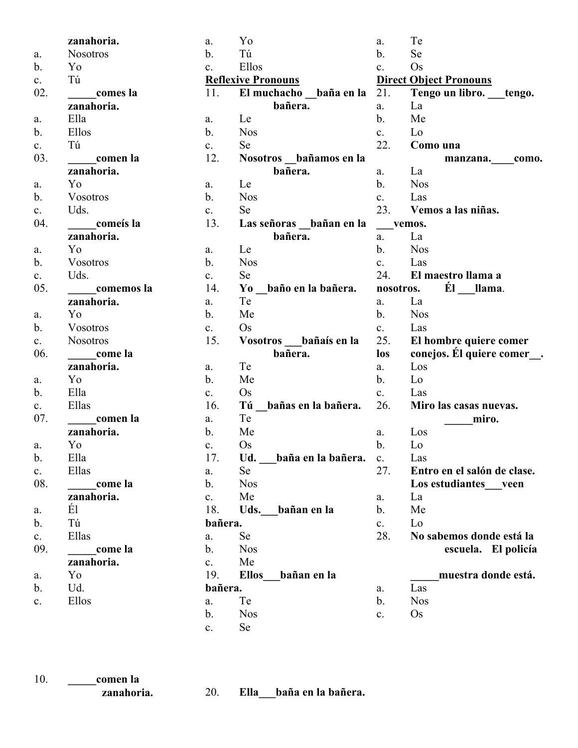zanahoria.

a. Nosotros
b. Yo
c. Tú

02. **_____comes la zanahoria.**

a. Ella
b. Ellos
c. Tú

03. **_____comen la zanahoria.**

a. Yo
b. Vosotros
c. Uds.

04. **_____coméis la zanahoria.**

a. Yo
b. Vosotros
c. Uds.

05. **_____comemos la zanahoria.**

a. Yo
b. Vosotros
c. Nosotros

06. **_____come la zanahoria.**

a. Yo
b. Ella
c. Ellas

07. **_____comen la zanahoria.**

a. Yo
b. Ella
c. Ellas

08. **_____come la zanahoria.**

a. Él
b. Tú
c. Ellas

09. **_____come la zanahoria.**

a. Yo
b. Ud.
c. Ellos

10. **_____comen la zanahoria.**

a. Yo
b. Tú
c. Ellos

## Reflexive Pronouns

11. **El muchacho __baña en la bañera.**

a. Le
b. Nos
c. Se

12. **Nosotros __bañamos en la bañera.**

a. Le
b. Nos
c. Se

13. **Las señoras __bañan en la bañera.**

a. Le
b. Nos
c. Se

14. **Yo __baño en la bañera.**

a. Te
b. Me
c. Os

15. **Vosotros ___bañaís en la bañera.**

a. Te
b. Me
c. Os

16. **Tú __bañas en la bañera.**

a. Te
b. Me
c. Os

17. **Ud. ___baña en la bañera.**

a. Se
b. Nos
c. Me

18. **Uds.___bañan en la bañera.**

a. Se
b. Nos
c. Me

19. **Ellos___bañan en la bañera.**

a. Te
b. Nos
c. Se

20. **Ella___baña en la bañera.**

a. Te
b. Se
c. Os

## Direct Object Pronouns

21. **Tengo un libro. ___tengo.**

a. La
b. Me
c. Lo

22. **Como una manzana.____como.**

a. La
b. Nos
c. Las

23. **Vemos a las niñas. ___vemos.**

a. La
b. Nos
c. Las

24. **El maestro llama a nosotros. Él ___llama.**

a. La
b. Nos
c. Las

25. **El hombre quiere comer los conejos. Él quiere comer__.**

a. Los
b. Lo
c. Las

26. **Miro las casas nuevas. _____miro.**

a. Los
b. Lo
c. Las

27. **Entro en el salón de clase. Los estudiantes___veen**

a. La
b. Me
c. Lo

28. **No sabemos donde está la escuela. El policía _____muestra donde está.**

a. Las
b. Nos
c. Os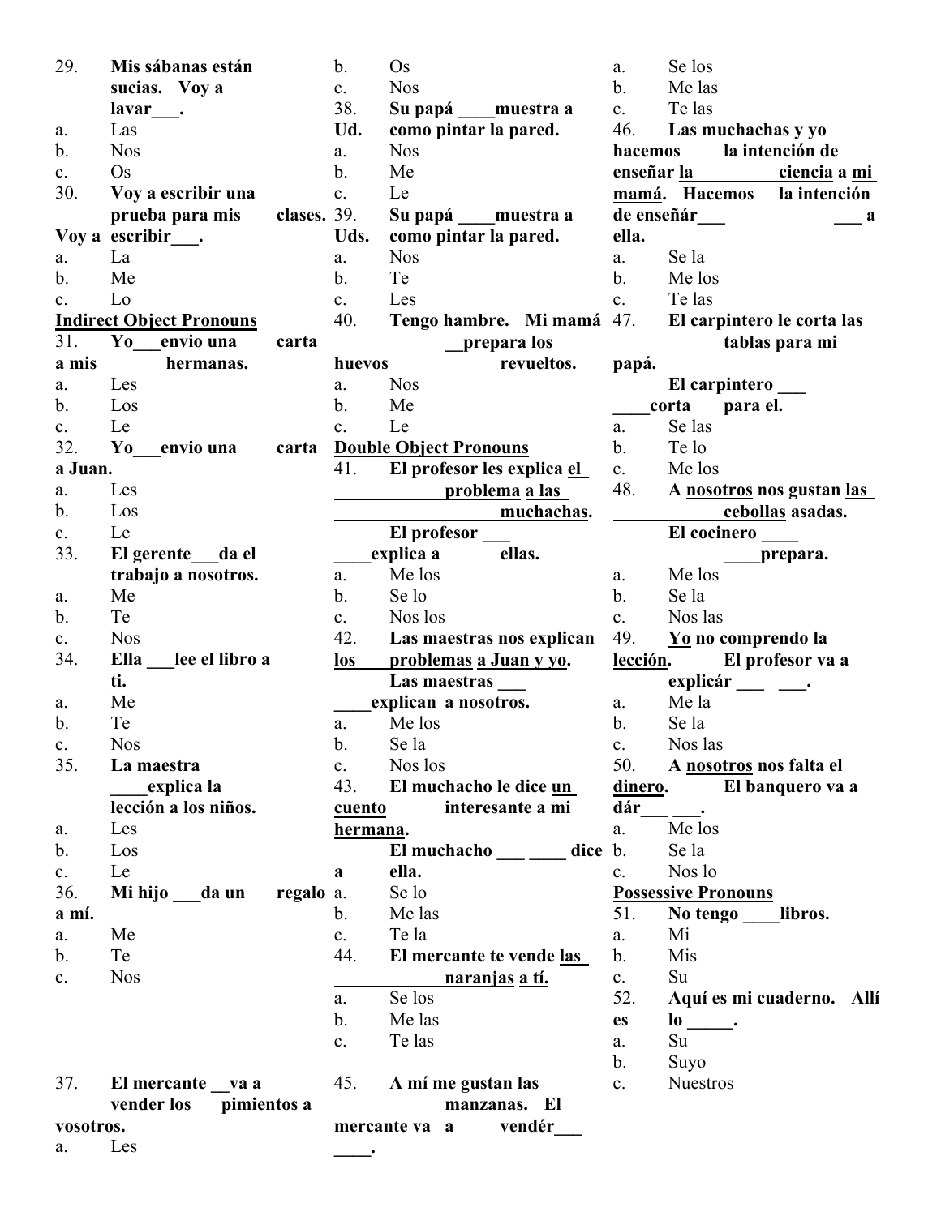29. **Mis sábanas están sucias. Voy a lavar___.**

a. Las
b. Nos
c. Os

30. **Voy a escribir una prueba para mis clases. Voy a escribir___.**

a. La
b. Me
c. Lo

**Indirect Object Pronouns**

31. **Yo___envio una carta a mis hermanas.**

a. Les
b. Los
c. Le

32. **Yo___envio una carta a Juan.**

a. Les
b. Los
c. Le

33. **El gerente___da el trabajo a nosotros.**

a. Me
b. Te
c. Nos

34. **Ella ___lee el libro a ti.**

a. Me
b. Te
c. Nos

35. **La maestra ____explica la lección a los niños.**

a. Les
b. Los
c. Le

36. **Mi hijo ___da un regalo a mí.**

a. Me
b. Te
c. Nos

37. **El mercante __va a vender los pimientos a vosotros.**

a. Les
b. Os
c. Nos

38. **Su papá ____muestra a Ud. como pintar la pared.**

a. Nos
b. Me
c. Le

39. **Su papá ____muestra a Uds. como pintar la pared.**

a. Nos
b. Te
c. Les

40. **Tengo hambre. Mi mamá __prepara los huevos revueltos.**

a. Nos
b. Me
c. Le

**Double Object Pronouns**

41. **El profesor les explica el problema a las muchachas. El profesor ___ ____explica a ellas.**

a. Me los
b. Se lo
c. Nos los

42. **Las maestras nos explican los problemas a Juan y yo. Las maestras ___ ____explican a nosotros.**

a. Me los
b. Se la
c. Nos los

43. **El muchacho le dice un cuento interesante a mi hermana. El muchacho ___ ____ dice a ella.**

a. Se lo
b. Me las
c. Te la

44. **El mercante te vende las naranjas a tí.**

a. Se los
b. Me las
c. Te las

45. **A mí me gustan las manzanas. El mercante va a vendér___ ____.**

a. Se los
b. Me las
c. Te las

46. **Las muchachas y yo hacemos la intención de enseñar la ciencia a mi mamá. Hacemos la intención de enseñár___ ___ a ella.**

a. Se la
b. Me los
c. Te las

47. **El carpintero le corta las tablas para mi papá. El carpintero ___ ____corta para el.**

a. Se las
b. Te lo
c. Me los

48. **A nosotros nos gustan las cebollas asadas. El cocinero ____ ____prepara.**

a. Me los
b. Se la
c. Nos las

49. **Yo no comprendo la lección. El profesor va a explicár ___ ___.**

a. Me la
b. Se la
c. Nos las

50. **A nosotros nos falta el dinero. El banquero va a dár___ ___.**

a. Me los
b. Se la
c. Nos lo

**Possessive Pronouns**

51. **No tengo ____libros.**

a. Mi
b. Mis
c. Su

52. **Aquí es mi cuaderno. Allí es lo _____.**

a. Su
b. Suyo
c. Nuestros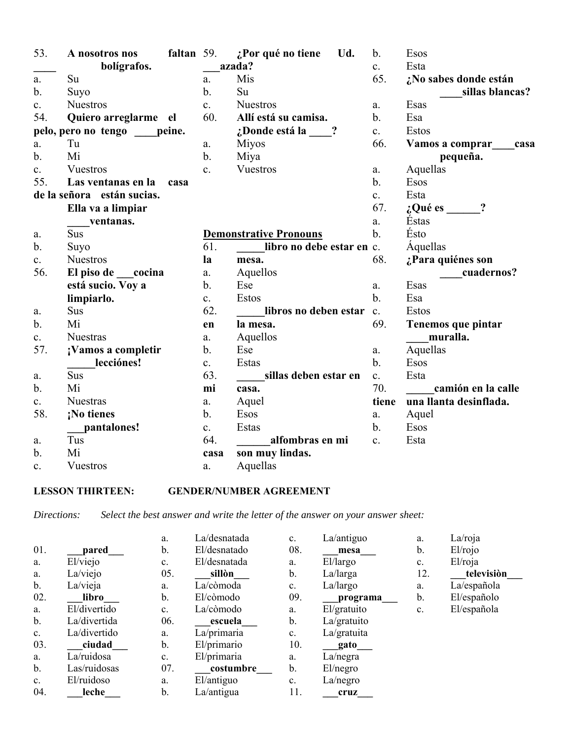53. **A nosotros nos faltan ____ bolígrafos.**
a. Su
b. Suyo
c. Nuestros

54. **Quiero arreglarme el pelo, pero no tengo ____peine.**
a. Tu
b. Mi
c. Vuestros

55. **Las ventanas en la casa de la señora están sucias. Ella va a limpiar ____ventanas.**
a. Sus
b. Suyo
c. Nuestros

56. **El piso de ___cocina está sucio. Voy a limpiarlo.**
a. Sus
b. Mi
c. Nuestras

57. **¡Vamos a completir _____lecciónes!**
a. Sus
b. Mi
c. Nuestras

58. **¡No tienes ___pantalones!**
a. Tus
b. Mi
c. Vuestros

59. **¿Por qué no tiene Ud. ___azada?**
a. Mis
b. Su
c. Nuestros

60. **Allí está su camisa. ¿Donde está la ____?**
a. Miyos
b. Miya
c. Vuestros

**Demonstrative Pronouns**

61. **_____libro no debe estar en la mesa.**
a. Aquellos
b. Ese
c. Estos

62. **_____libros no deben estar en la mesa.**
a. Aquellos
b. Ese
c. Estas

63. **_____sillas deben estar en mi casa.**
a. Aquel
b. Esos
c. Estas

64. **______alfombras en mi casa son muy lindas.**
a. Aquellas
b. Esos
c. Esta

65. **¿No sabes donde están ____sillas blancas?**
a. Esas
b. Esa
c. Estos

66. **Vamos a comprar____casa pequeña.**
a. Aquellas
b. Esos
c. Esta

67. **¿Qué es ______?**
a. Éstas
b. Ésto
c. Áquellas

68. **¿Para quiénes son ____cuadernos?**
a. Esas
b. Esa
c. Estos

69. **Tenemos que pintar ____muralla.**
a. Aquellas
b. Esos
c. Esta

70. **_____camión en la calle tiene una llanta desinflada.**
a. Aquel
b. Esos
c. Esta

**LESSON THIRTEEN: GENDER/NUMBER AGREEMENT**

*Directions: Select the best answer and write the letter of the answer on your answer sheet:*

01. **___pared___**
a. El/viejo
a. La/viejo
b. La/vieja

02. **___libro___**
a. El/divertido
b. La/divertida
c. La/divertido

03. **___ciudad___**
a. La/ruidosa
b. Las/ruidosas
c. El/ruidoso

04. **___leche___**
a. La/desnatada
b. El/desnatado
c. El/desnatada

05. **___sillòn___**
a. La/còmoda
b. El/còmodo
c. La/còmodo

06. **___escuela___**
a. La/primaria
b. El/primario
c. El/primaria

07. **___costumbre___**
a. El/antiguo
b. La/antigua
c. La/antiguo

08. **___mesa___**
a. El/largo
b. La/larga
c. La/largo

09. **___programa___**
a. El/gratuito
b. La/gratuito
c. La/gratuita

10. **___gato___**
a. La/negra
b. El/negro
c. La/negro

11. **___cruz___**
a. La/roja
b. El/rojo
c. El/roja

12. **___televisiòn___**
a. La/española
b. El/españolo
c. El/española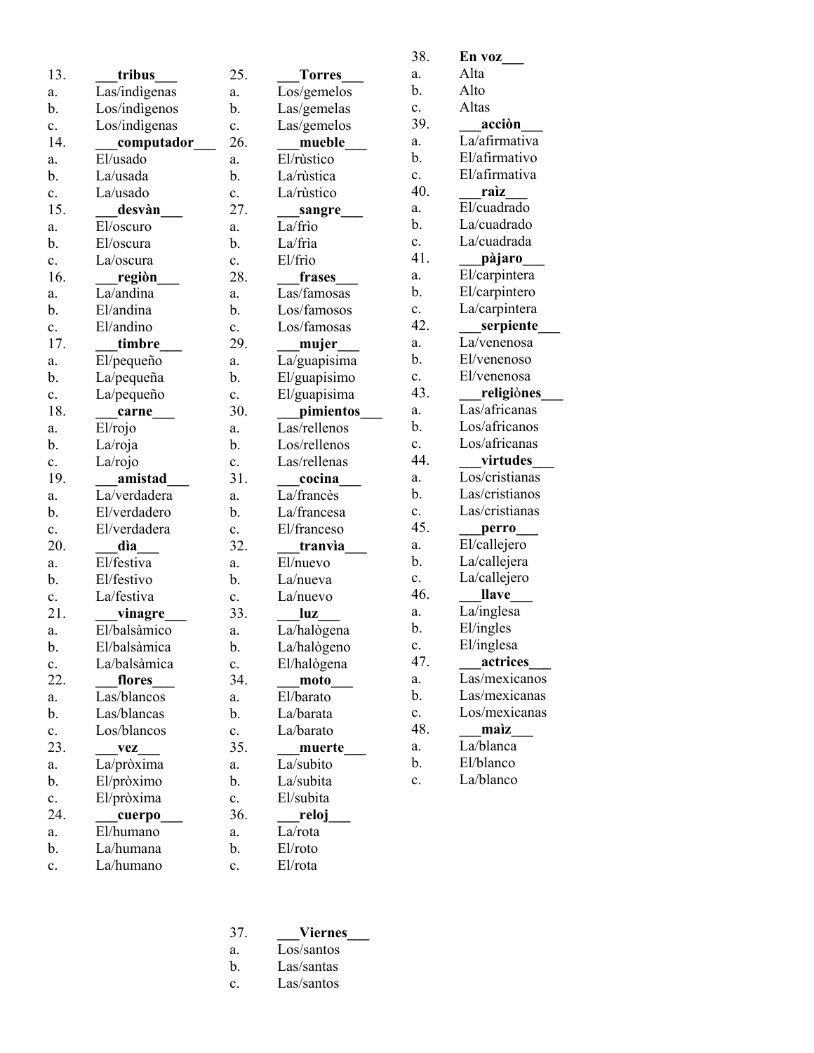13. **___tribus___**
a. Las/indìgenas
b. Los/indìgenos
c. Los/indìgenas

14. **___computador___**
a. El/usado
b. La/usada
c. La/usado

15. **___desvàn___**
a. El/oscuro
b. El/oscura
c. La/oscura

16. **___regiòn___**
a. La/andina
b. El/andina
c. El/andino

17. **___timbre___**
a. El/pequeño
b. La/pequeña
c. La/pequeño

18. **___carne___**
a. El/rojo
b. La/roja
c. La/rojo

19. **___amistad___**
a. La/verdadera
b. El/verdadero
c. El/verdadera

20. **___dìa___**
a. El/festiva
b. El/festivo
c. La/festiva

21. **___vinagre___**
a. El/balsàmico
b. El/balsàmica
c. La/balsàmica

22. **___flores___**
a. Las/blancos
b. Las/blancas
c. Los/blancos

23. **___vez___**
a. La/pròxima
b. El/pròximo
c. El/pròxima

24. **___cuerpo___**
a. El/humano
b. La/humana
c. La/humano

25. **___Torres___**
a. Los/gemelos
b. Las/gemelas
c. Las/gemelos

26. **___mueble___**
a. El/rùstico
b. La/rùstica
c. La/rùstico

27. **___sangre___**
a. La/frìo
b. La/frìa
c. El/frìo

28. **___frases___**
a. Las/famosas
b. Los/famosos
c. Los/famosas

29. **___mujer___**
a. La/guapisima
b. El/guapisimo
c. El/guapisima

30. **___pimientos___**
a. Las/rellenos
b. Los/rellenos
c. Las/rellenas

31. **___cocina___**
a. La/francès
b. La/francesa
c. El/franceso

32. **___tranvìa___**
a. El/nuevo
b. La/nueva
c. La/nuevo

33. **___luz___**
a. La/halògena
b. La/halògeno
c. El/halògena

34. **___moto___**
a. El/barato
b. La/barata
c. La/barato

35. **___muerte___**
a. La/subito
b. La/subita
c. El/subita

36. **___reloj___**
a. La/rota
b. El/roto
c. El/rota

37. **___Viernes___**
a. Los/santos
b. Las/santas
c. Las/santos

38. **En voz___**
a. Alta
b. Alto
c. Altas

39. **___acciòn___**
a. La/afirmativa
b. El/afirmativo
c. El/afirmativa

40. **___raìz___**
a. El/cuadrado
b. La/cuadrado
c. La/cuadrada

41. **___pàjaro___**
a. El/carpintera
b. El/carpintero
c. La/carpintera

42. **___serpiente___**
a. La/venenosa
b. El/venenoso
c. El/venenosa

43. **___religiònes___**
a. Las/africanas
b. Los/africanos
c. Los/africanas

44. **___virtudes___**
a. Los/cristianas
b. Las/cristianos
c. Las/cristianas

45. **___perro___**
a. El/callejero
b. La/callejera
c. La/callejero

46. **___llave___**
a. La/inglesa
b. El/ingles
c. El/inglesa

47. **___actrices___**
a. Las/mexicanos
b. Las/mexicanas
c. Los/mexicanas

48. **___maìz___**
a. La/blanca
b. El/blanco
c. La/blanco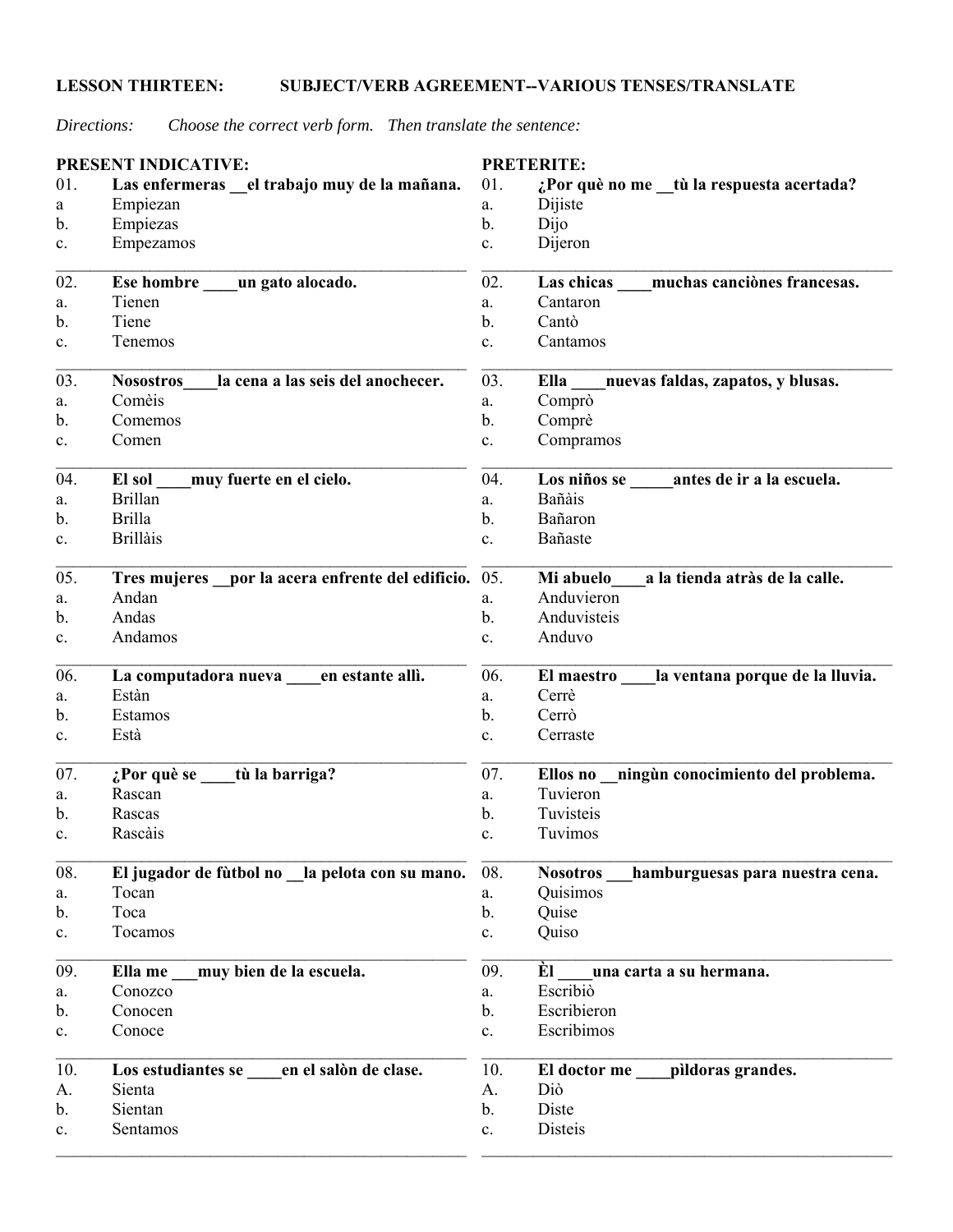**LESSON THIRTEEN: SUBJECT/VERB AGREEMENT--VARIOUS TENSES/TRANSLATE**

*Directions: Choose the correct verb form. Then translate the sentence:*

**PRESENT INDICATIVE:**

01. **Las enfermeras __el trabajo muy de la mañana.**
a Empiezan
b. Empiezas
c. Empezamos

---

02. **Ese hombre ____un gato alocado.**
a. Tienen
b. Tiene
c. Tenemos

---

03. **Nosotros____la cena a las seis del anochecer.**
a. Comèis
b. Comemos
c. Comen

---

04. **El sol ____muy fuerte en el cielo.**
a. Brillan
b. Brilla
c. Brillàis

---

05. **Tres mujeres __por la acera enfrente del edificio.**
a. Andan
b. Andas
c. Andamos

---

06. **La computadora nueva ____en estante allì.**
a. Estàn
b. Estamos
c. Està

---

07. **¿Por què se ____tù la barriga?**
a. Rascan
b. Rascas
c. Rascàis

---

08. **El jugador de fùtbol no __la pelota con su mano.**
a. Tocan
b. Toca
c. Tocamos

---

09. **Ella me ___muy bien de la escuela.**
a. Conozco
b. Conocen
c. Conoce

---

10. **Los estudiantes se ____en el salòn de clase.**
A. Sienta
b. Sientan
c. Sentamos

---

**PRETERITE:**

01. **¿Por què no me __tù la respuesta acertada?**
a. Dijiste
b. Dijo
c. Dijeron

---

02. **Las chicas ____muchas canciònes francesas.**
a. Cantaron
b. Cantò
c. Cantamos

---

03. **Ella ____nuevas faldas, zapatos, y blusas.**
a. Comprò
b. Comprè
c. Compramos

---

04. **Los niños se _____antes de ir a la escuela.**
a. Bañàis
b. Bañaron
c. Bañaste

---

05. **Mi abuelo____a la tienda atràs de la calle.**
a. Anduvieron
b. Anduvisteis
c. Anduvo

---

06. **El maestro ____la ventana porque de la lluvia.**
a. Cerrè
b. Cerrò
c. Cerraste

---

07. **Ellos no __ningùn conocimiento del problema.**
a. Tuvieron
b. Tuvisteis
c. Tuvimos

---

08. **Nosotros ___hamburguesas para nuestra cena.**
a. Quisimos
b. Quise
c. Quiso

---

09. **Èl ____una carta a su hermana.**
a. Escribiò
b. Escribieron
c. Escribimos

---

10. **El doctor me ____pìldoras grandes.**
A. Diò
b. Diste
c. Disteis

---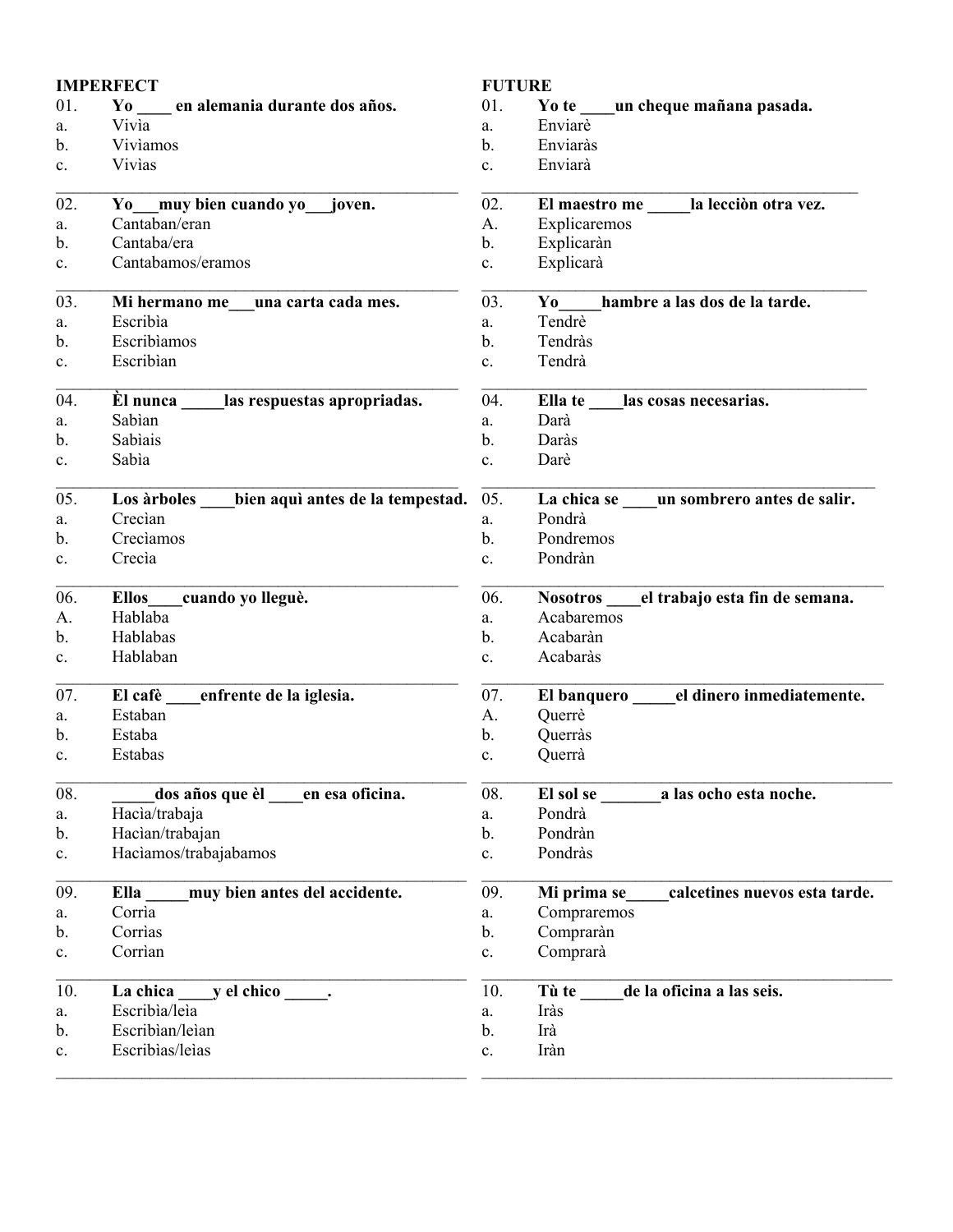## IMPERFECT

01. **Yo ____ en alemania durante dos años.**
a. Vivìa
b. Vivìamos
c. Vivìas

02. **Yo___muy bien cuando yo___joven.**
a. Cantaban/eran
b. Cantaba/era
c. Cantabamos/eramos

03. **Mi hermano me___una carta cada mes.**
a. Escribìa
b. Escribìamos
c. Escribìan

04. **Èl nunca _____las respuestas apropriadas.**
a. Sabìan
b. Sabìais
c. Sabìa

05. **Los àrboles ____bien aquì antes de la tempestad.**
a. Crecìan
b. Crecìamos
c. Crecìa

06. **Ellos____cuando yo lleguè.**
A. Hablaba
b. Hablabas
c. Hablaban

07. **El cafè ____enfrente de la iglesia.**
a. Estaban
b. Estaba
c. Estabas

08. **_____dos años que èl ____en esa oficina.**
a. Hacìa/trabaja
b. Hacìan/trabajan
c. Hacìamos/trabajabamos

09. **Ella _____muy bien antes del accidente.**
a. Corrìa
b. Corrìas
c. Corrìan

10. **La chica ____y el chico _____.**
a. Escribìa/leìa
b. Escribìan/leìan
c. Escribìas/leìas

## FUTURE

01. **Yo te ____un cheque mañana pasada.**
a. Enviarè
b. Enviaràs
c. Enviarà

02. **El maestro me _____la lecciòn otra vez.**
A. Explicaremos
b. Explicaràn
c. Explicarà

03. **Yo_____hambre a las dos de la tarde.**
a. Tendrè
b. Tendràs
c. Tendrà

04. **Ella te ____las cosas necesarias.**
a. Darà
b. Daràs
c. Darè

05. **La chica se ____un sombrero antes de salir.**
a. Pondrà
b. Pondremos
c. Pondràn

06. **Nosotros ____el trabajo esta fin de semana.**
a. Acabaremos
b. Acabaràn
c. Acabaràs

07. **El banquero _____el dinero inmediatemente.**
A. Querrè
b. Querràs
c. Querrà

08. **El sol se _______a las ocho esta noche.**
a. Pondrà
b. Pondràn
c. Pondràs

09. **Mi prima se_____calcetines nuevos esta tarde.**
a. Compraremos
b. Compraràn
c. Comprarà

10. **Tù te _____de la oficina a las seis.**
a. Iràs
b. Irà
c. Iràn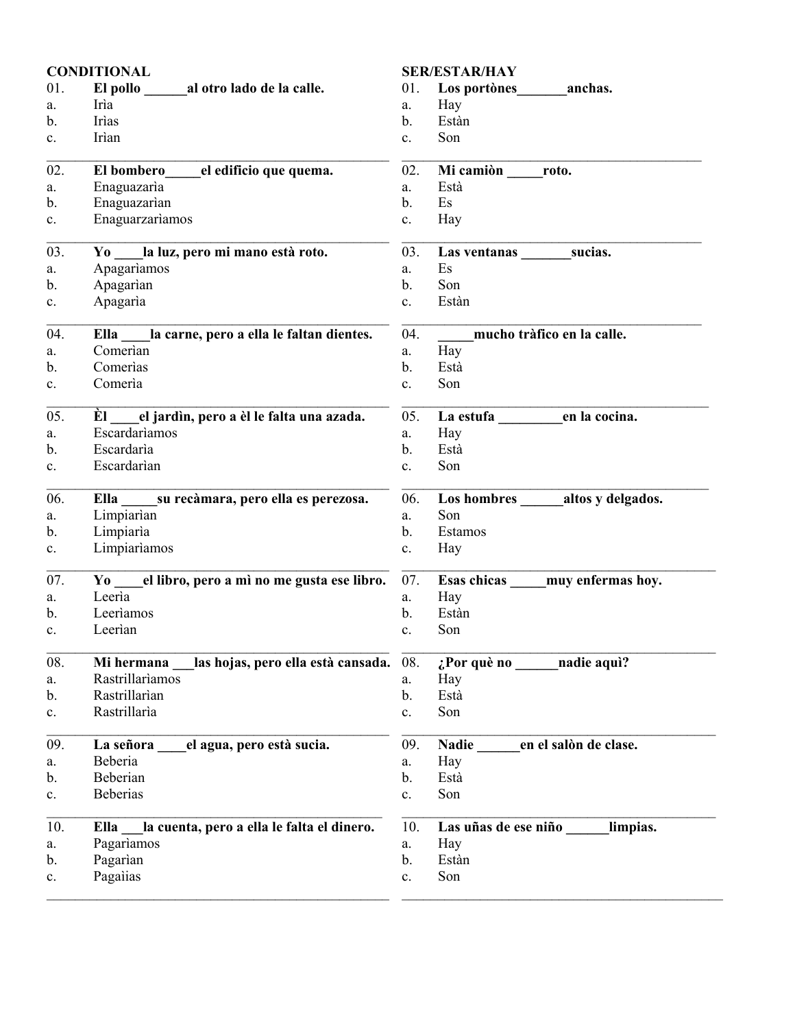**CONDITIONAL**

01. **El pollo ______al otro lado de la calle.**
a. Irìa
b. Irìas
c. Irìan

02. **El bombero_____el edificio que quema.**
a. Enaguazarìa
b. Enaguazarìan
c. Enaguarzarìamos

03. **Yo ____la luz, pero mi mano està roto.**
a. Apagarìamos
b. Apagarìan
c. Apagarìa

04. **Ella ____la carne, pero a ella le faltan dientes.**
a. Comerìan
b. Comerìas
c. Comerìa

05. **Èl ____el jardìn, pero a èl le falta una azada.**
a. Escardarìamos
b. Escardarìa
c. Escardarìan

06. **Ella _____su recàmara, pero ella es perezosa.**
a. Limpiarìan
b. Limpiarìa
c. Limpiarìamos

07. **Yo ____el libro, pero a mì no me gusta ese libro.**
a. Leerìa
b. Leerìamos
c. Leerìan

08. **Mi hermana ___las hojas, pero ella està cansada.**
a. Rastrillarìamos
b. Rastrillarìan
c. Rastrillarìa

09. **La señora ____el agua, pero està sucia.**
a. Beberia
b. Beberian
c. Beberias

10. **Ella ___la cuenta, pero a ella le falta el dinero.**
a. Pagarìamos
b. Pagarìan
c. Pagaiias

**SER/ESTAR/HAY**

01. **Los portònes_______anchas.**
a. Hay
b. Estàn
c. Son

02. **Mi camiòn _____roto.**
a. Està
b. Es
c. Hay

03. **Las ventanas _______sucias.**
a. Es
b. Son
c. Estàn

04. **_____mucho tràfico en la calle.**
a. Hay
b. Està
c. Son

05. **La estufa _________en la cocina.**
a. Hay
b. Està
c. Son

06. **Los hombres ______altos y delgados.**
a. Son
b. Estamos
c. Hay

07. **Esas chicas _____muy enfermas hoy.**
a. Hay
b. Estàn
c. Son

08. **¿Por què no ______nadie aquì?**
a. Hay
b. Està
c. Son

09. **Nadie ______en el salòn de clase.**
a. Hay
b. Està
c. Son

10. **Las uñas de ese niño ______limpias.**
a. Hay
b. Estàn
c. Son